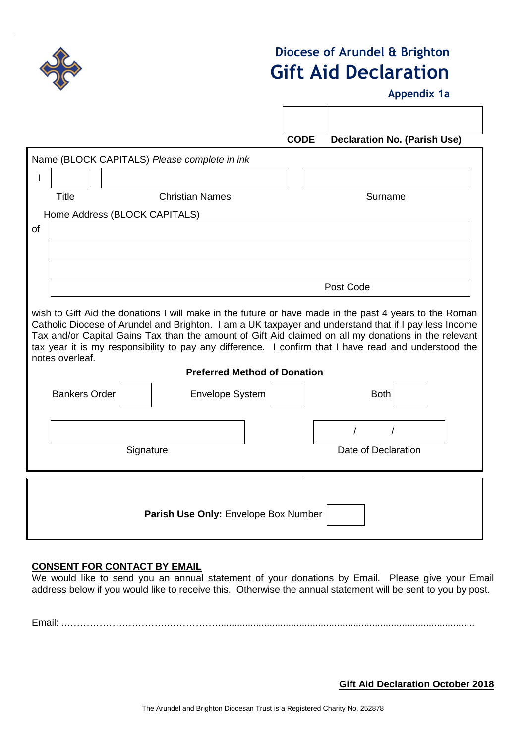# Diocese of Arundel & Brighton
# Gift Aid Declaration

**Appendix 1a**

| | |
|---|---|
| | |
| **CODE** | **Declaration No. (Parish Use)** |

Name (BLOCK CAPITALS) *Please complete in ink*

I

| Title | Christian Names | Surname |
|---|---|---|
| | | |

Home Address (BLOCK CAPITALS)

of

Post Code

wish to Gift Aid the donations I will make in the future or have made in the past 4 years to the Roman Catholic Diocese of Arundel and Brighton. I am a UK taxpayer and understand that if I pay less Income Tax and/or Capital Gains Tax than the amount of Gift Aid claimed on all my donations in the relevant tax year it is my responsibility to pay any difference. I confirm that I have read and understood the notes overleaf.

**Preferred Method of Donation**

Bankers Order ☐ Envelope System ☐ Both ☐

Signature

Date of Declaration: / /

**Parish Use Only:** Envelope Box Number

**CONSENT FOR CONTACT BY EMAIL**

We would like to send you an annual statement of your donations by Email. Please give your Email address below if you would like to receive this. Otherwise the annual statement will be sent to you by post.

Email: ..……………………………..……………….................................................................................................

**Gift Aid Declaration October 2018**

The Arundel and Brighton Diocesan Trust is a Registered Charity No. 252878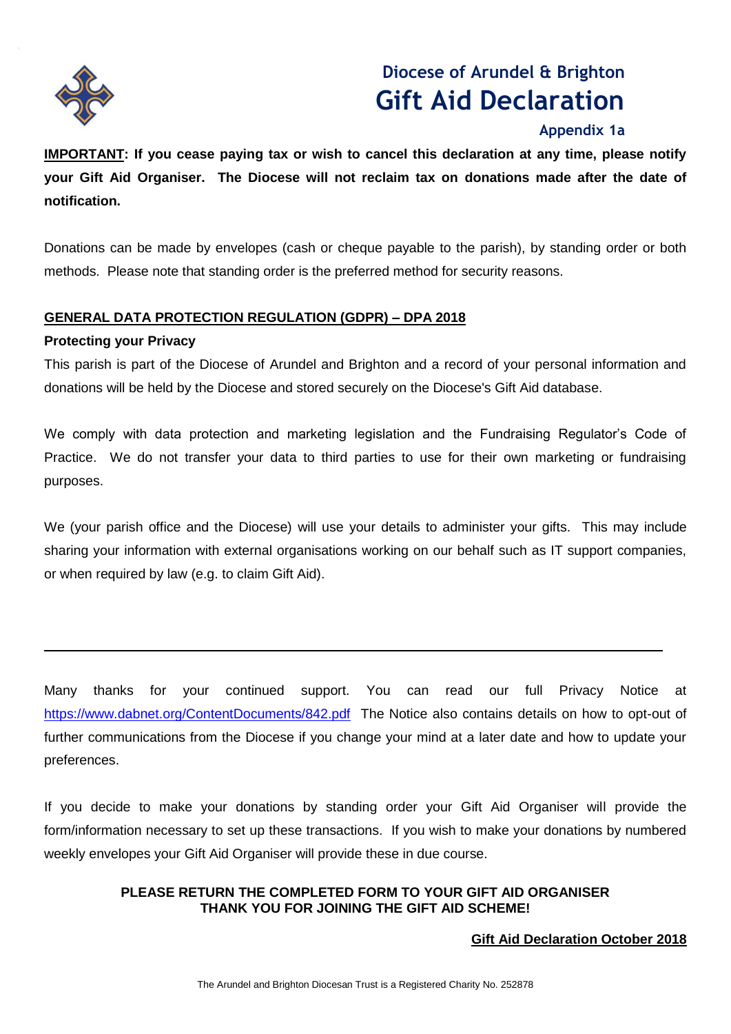# Diocese of Arundel & Brighton
# Gift Aid Declaration

**Appendix 1a**

**IMPORTANT: If you cease paying tax or wish to cancel this declaration at any time, please notify your Gift Aid Organiser. The Diocese will not reclaim tax on donations made after the date of notification.**

Donations can be made by envelopes (cash or cheque payable to the parish), by standing order or both methods. Please note that standing order is the preferred method for security reasons.

## GENERAL DATA PROTECTION REGULATION (GDPR) – DPA 2018

**Protecting your Privacy**

This parish is part of the Diocese of Arundel and Brighton and a record of your personal information and donations will be held by the Diocese and stored securely on the Diocese's Gift Aid database.

We comply with data protection and marketing legislation and the Fundraising Regulator's Code of Practice. We do not transfer your data to third parties to use for their own marketing or fundraising purposes.

We (your parish office and the Diocese) will use your details to administer your gifts. This may include sharing your information with external organisations working on our behalf such as IT support companies, or when required by law (e.g. to claim Gift Aid).

---

Many thanks for your continued support. You can read our full Privacy Notice at https://www.dabnet.org/ContentDocuments/842.pdf The Notice also contains details on how to opt-out of further communications from the Diocese if you change your mind at a later date and how to update your preferences.

If you decide to make your donations by standing order your Gift Aid Organiser will provide the form/information necessary to set up these transactions. If you wish to make your donations by numbered weekly envelopes your Gift Aid Organiser will provide these in due course.

**PLEASE RETURN THE COMPLETED FORM TO YOUR GIFT AID ORGANISER**
**THANK YOU FOR JOINING THE GIFT AID SCHEME!**

**Gift Aid Declaration October 2018**

The Arundel and Brighton Diocesan Trust is a Registered Charity No. 252878